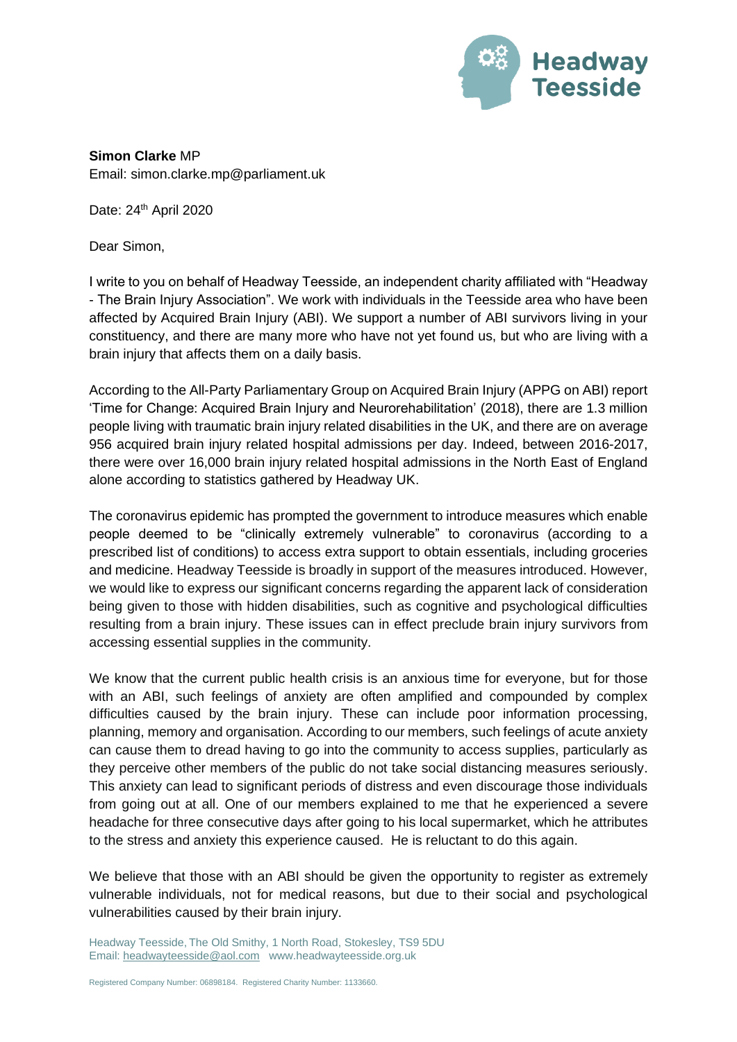Headway Teesside

**Simon Clarke** MP
Email: simon.clarke.mp@parliament.uk

Date: 24th April 2020

Dear Simon,

I write to you on behalf of Headway Teesside, an independent charity affiliated with "Headway - The Brain Injury Association". We work with individuals in the Teesside area who have been affected by Acquired Brain Injury (ABI). We support a number of ABI survivors living in your constituency, and there are many more who have not yet found us, but who are living with a brain injury that affects them on a daily basis.

According to the All-Party Parliamentary Group on Acquired Brain Injury (APPG on ABI) report 'Time for Change: Acquired Brain Injury and Neurorehabilitation' (2018), there are 1.3 million people living with traumatic brain injury related disabilities in the UK, and there are on average 956 acquired brain injury related hospital admissions per day. Indeed, between 2016-2017, there were over 16,000 brain injury related hospital admissions in the North East of England alone according to statistics gathered by Headway UK.

The coronavirus epidemic has prompted the government to introduce measures which enable people deemed to be "clinically extremely vulnerable" to coronavirus (according to a prescribed list of conditions) to access extra support to obtain essentials, including groceries and medicine. Headway Teesside is broadly in support of the measures introduced. However, we would like to express our significant concerns regarding the apparent lack of consideration being given to those with hidden disabilities, such as cognitive and psychological difficulties resulting from a brain injury. These issues can in effect preclude brain injury survivors from accessing essential supplies in the community.

We know that the current public health crisis is an anxious time for everyone, but for those with an ABI, such feelings of anxiety are often amplified and compounded by complex difficulties caused by the brain injury. These can include poor information processing, planning, memory and organisation. According to our members, such feelings of acute anxiety can cause them to dread having to go into the community to access supplies, particularly as they perceive other members of the public do not take social distancing measures seriously. This anxiety can lead to significant periods of distress and even discourage those individuals from going out at all. One of our members explained to me that he experienced a severe headache for three consecutive days after going to his local supermarket, which he attributes to the stress and anxiety this experience caused. He is reluctant to do this again.

We believe that those with an ABI should be given the opportunity to register as extremely vulnerable individuals, not for medical reasons, but due to their social and psychological vulnerabilities caused by their brain injury.

Headway Teesside, The Old Smithy, 1 North Road, Stokesley, TS9 5DU
Email: headwayteesside@aol.com www.headwayteesside.org.uk

Registered Company Number: 06898184. Registered Charity Number: 1133660.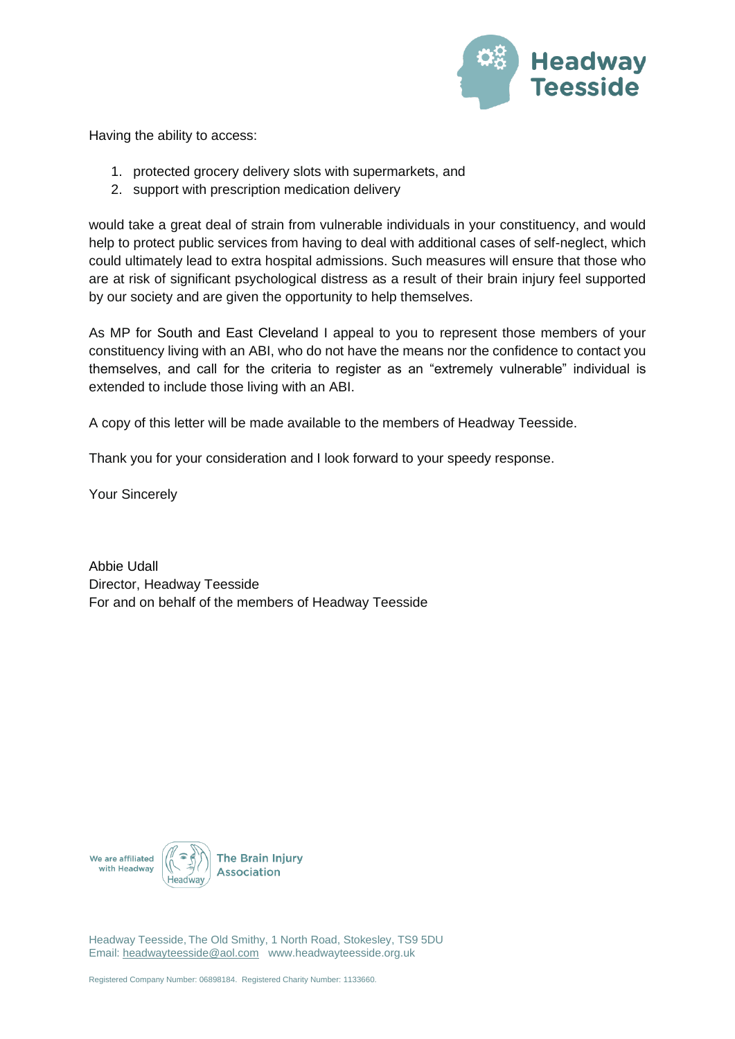Having the ability to access:

1. protected grocery delivery slots with supermarkets, and
2. support with prescription medication delivery

would take a great deal of strain from vulnerable individuals in your constituency, and would help to protect public services from having to deal with additional cases of self-neglect, which could ultimately lead to extra hospital admissions. Such measures will ensure that those who are at risk of significant psychological distress as a result of their brain injury feel supported by our society and are given the opportunity to help themselves.

As MP for South and East Cleveland I appeal to you to represent those members of your constituency living with an ABI, who do not have the means nor the confidence to contact you themselves, and call for the criteria to register as an "extremely vulnerable" individual is extended to include those living with an ABI.

A copy of this letter will be made available to the members of Headway Teesside.

Thank you for your consideration and I look forward to your speedy response.

Your Sincerely

Abbie Udall
Director, Headway Teesside
For and on behalf of the members of Headway Teesside

We are affiliated with Headway — The Brain Injury Association

Headway Teesside, The Old Smithy, 1 North Road, Stokesley, TS9 5DU
Email: headwayteesside@aol.com www.headwayteesside.org.uk

Registered Company Number: 06898184. Registered Charity Number: 1133660.